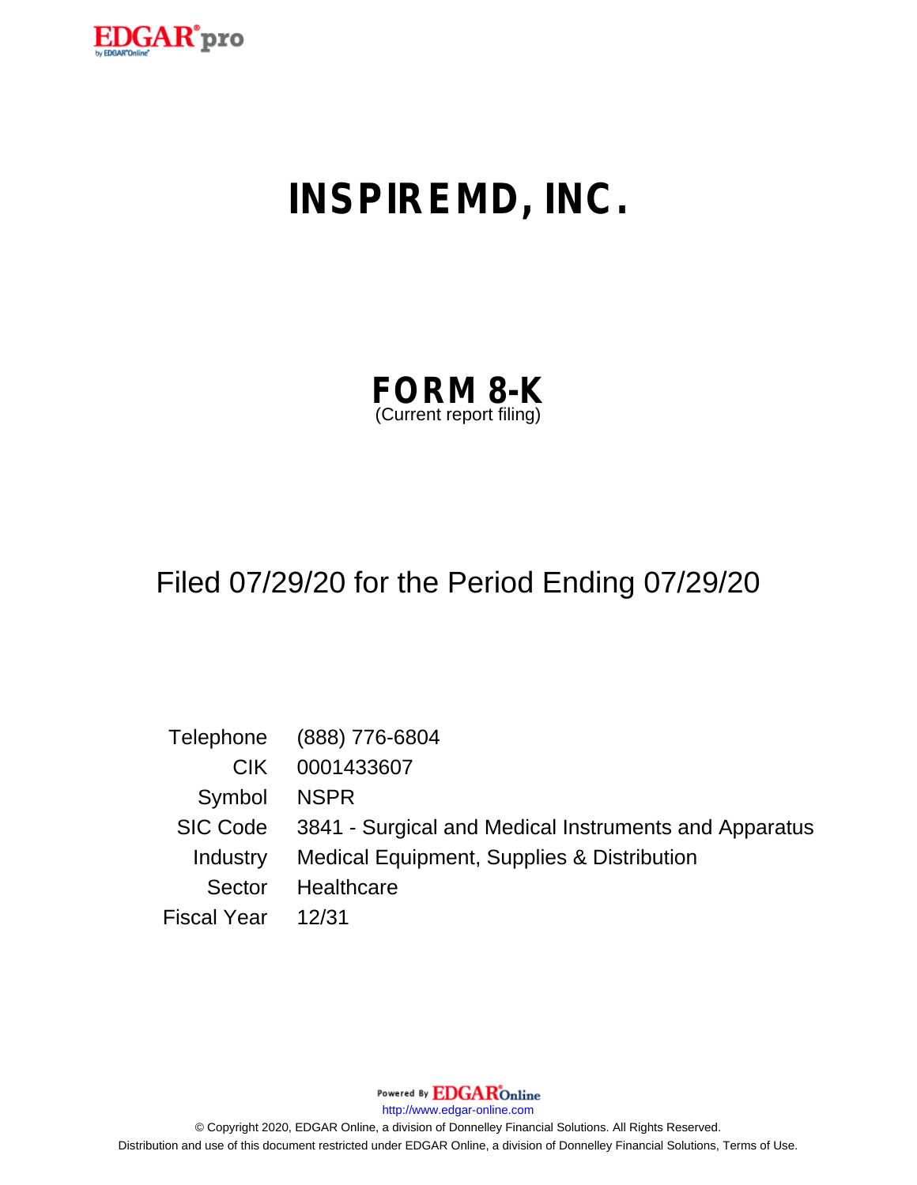# INSPIREMD, INC.

## FORM 8-K

(Current report filing)

Filed 07/29/20 for the Period Ending 07/29/20

| | |
|---|---|
| Telephone | (888) 776-6804 |
| CIK | 0001433607 |
| Symbol | NSPR |
| SIC Code | 3841 - Surgical and Medical Instruments and Apparatus |
| Industry | Medical Equipment, Supplies & Distribution |
| Sector | Healthcare |
| Fiscal Year | 12/31 |

Powered By EDGAR Online

http://www.edgar-online.com

© Copyright 2020, EDGAR Online, a division of Donnelley Financial Solutions. All Rights Reserved.

Distribution and use of this document restricted under EDGAR Online, a division of Donnelley Financial Solutions, Terms of Use.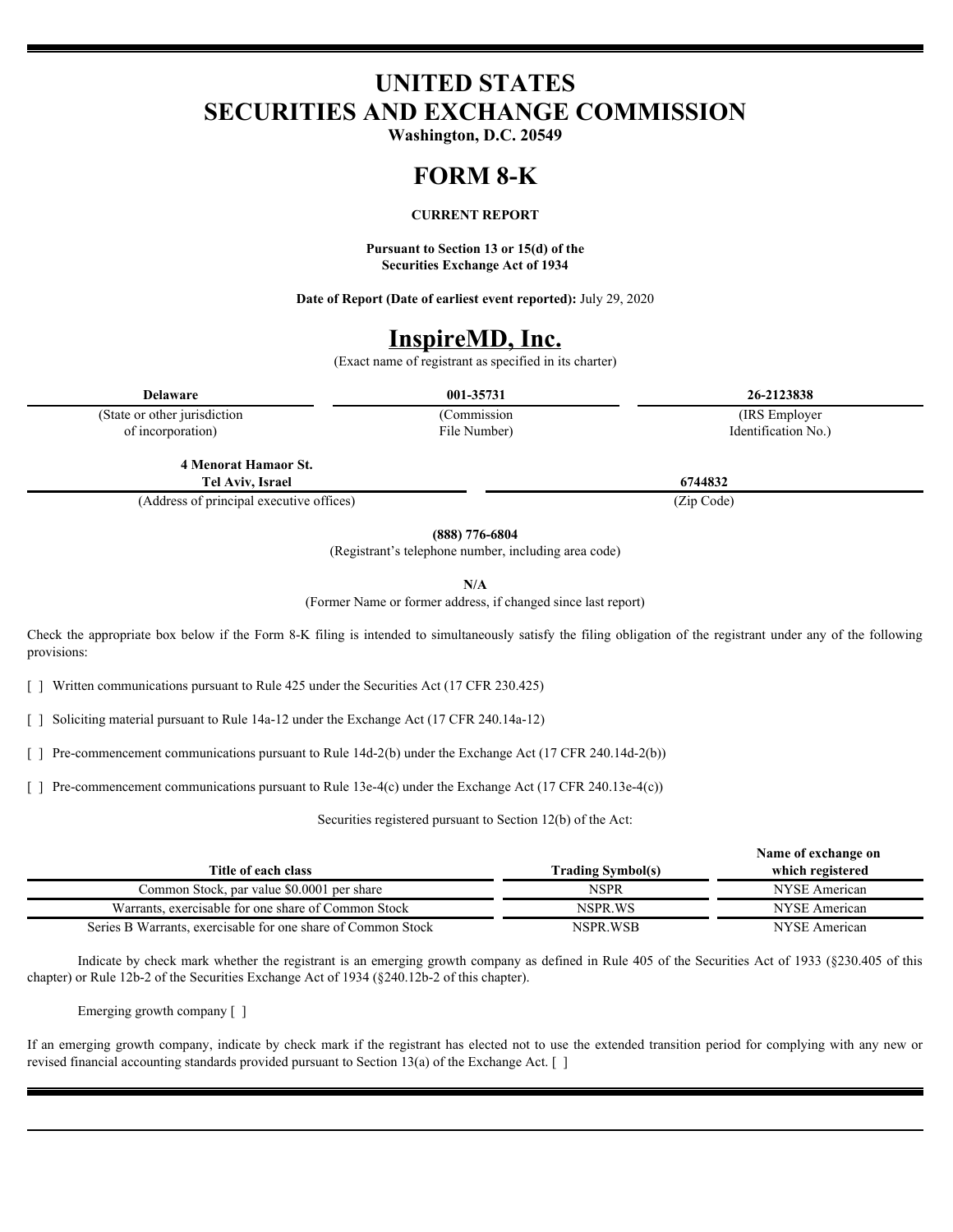# UNITED STATES
# SECURITIES AND EXCHANGE COMMISSION

**Washington, D.C. 20549**

# FORM 8-K

**CURRENT REPORT**

**Pursuant to Section 13 or 15(d) of the**
**Securities Exchange Act of 1934**

**Date of Report (Date of earliest event reported):** July 29, 2020

# InspireMD, Inc.

(Exact name of registrant as specified in its charter)

| **Delaware** | **001-35731** | **26-2123838** |
|---|---|---|
| (State or other jurisdiction of incorporation) | (Commission File Number) | (IRS Employer Identification No.) |

| **4 Menorat Hamaor St. Tel Aviv, Israel** | **6744832** |
|---|---|
| (Address of principal executive offices) | (Zip Code) |

**(888) 776-6804**
(Registrant's telephone number, including area code)

**N/A**
(Former Name or former address, if changed since last report)

Check the appropriate box below if the Form 8-K filing is intended to simultaneously satisfy the filing obligation of the registrant under any of the following provisions:

[ ] Written communications pursuant to Rule 425 under the Securities Act (17 CFR 230.425)

[ ] Soliciting material pursuant to Rule 14a-12 under the Exchange Act (17 CFR 240.14a-12)

[ ] Pre-commencement communications pursuant to Rule 14d-2(b) under the Exchange Act (17 CFR 240.14d-2(b))

[ ] Pre-commencement communications pursuant to Rule 13e-4(c) under the Exchange Act (17 CFR 240.13e-4(c))

Securities registered pursuant to Section 12(b) of the Act:

| Title of each class | Trading Symbol(s) | Name of exchange on which registered |
|---|---|---|
| Common Stock, par value $0.0001 per share | NSPR | NYSE American |
| Warrants, exercisable for one share of Common Stock | NSPR.WS | NYSE American |
| Series B Warrants, exercisable for one share of Common Stock | NSPR.WSB | NYSE American |

Indicate by check mark whether the registrant is an emerging growth company as defined in Rule 405 of the Securities Act of 1933 (§230.405 of this chapter) or Rule 12b-2 of the Securities Exchange Act of 1934 (§240.12b-2 of this chapter).

Emerging growth company [ ]

If an emerging growth company, indicate by check mark if the registrant has elected not to use the extended transition period for complying with any new or revised financial accounting standards provided pursuant to Section 13(a) of the Exchange Act. [ ]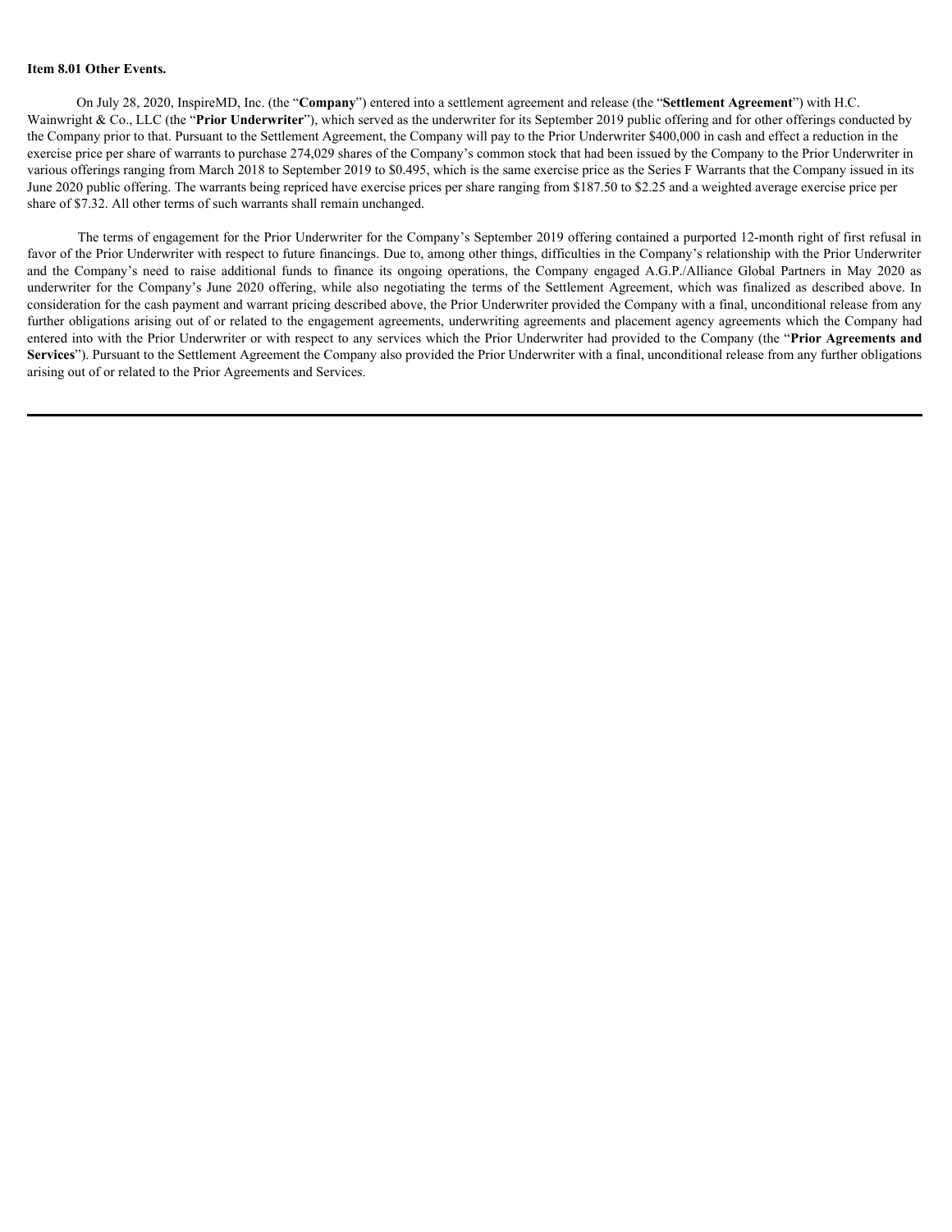**Item 8.01 Other Events.**

On July 28, 2020, InspireMD, Inc. (the "**Company**") entered into a settlement agreement and release (the "**Settlement Agreement**") with H.C. Wainwright & Co., LLC (the "**Prior Underwriter**"), which served as the underwriter for its September 2019 public offering and for other offerings conducted by the Company prior to that. Pursuant to the Settlement Agreement, the Company will pay to the Prior Underwriter $400,000 in cash and effect a reduction in the exercise price per share of warrants to purchase 274,029 shares of the Company's common stock that had been issued by the Company to the Prior Underwriter in various offerings ranging from March 2018 to September 2019 to $0.495, which is the same exercise price as the Series F Warrants that the Company issued in its June 2020 public offering. The warrants being repriced have exercise prices per share ranging from $187.50 to $2.25 and a weighted average exercise price per share of $7.32. All other terms of such warrants shall remain unchanged.

The terms of engagement for the Prior Underwriter for the Company's September 2019 offering contained a purported 12-month right of first refusal in favor of the Prior Underwriter with respect to future financings. Due to, among other things, difficulties in the Company's relationship with the Prior Underwriter and the Company's need to raise additional funds to finance its ongoing operations, the Company engaged A.G.P./Alliance Global Partners in May 2020 as underwriter for the Company's June 2020 offering, while also negotiating the terms of the Settlement Agreement, which was finalized as described above. In consideration for the cash payment and warrant pricing described above, the Prior Underwriter provided the Company with a final, unconditional release from any further obligations arising out of or related to the engagement agreements, underwriting agreements and placement agency agreements which the Company had entered into with the Prior Underwriter or with respect to any services which the Prior Underwriter had provided to the Company (the "**Prior Agreements and Services**"). Pursuant to the Settlement Agreement the Company also provided the Prior Underwriter with a final, unconditional release from any further obligations arising out of or related to the Prior Agreements and Services.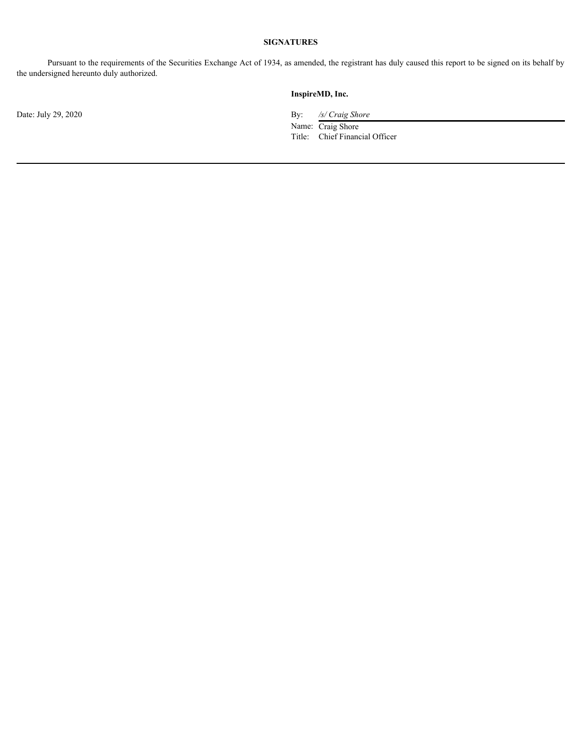**SIGNATURES**

Pursuant to the requirements of the Securities Exchange Act of 1934, as amended, the registrant has duly caused this report to be signed on its behalf by the undersigned hereunto duly authorized.

**InspireMD, Inc.**

Date: July 29, 2020

By: */s/ Craig Shore*

Name: Craig Shore

Title: Chief Financial Officer